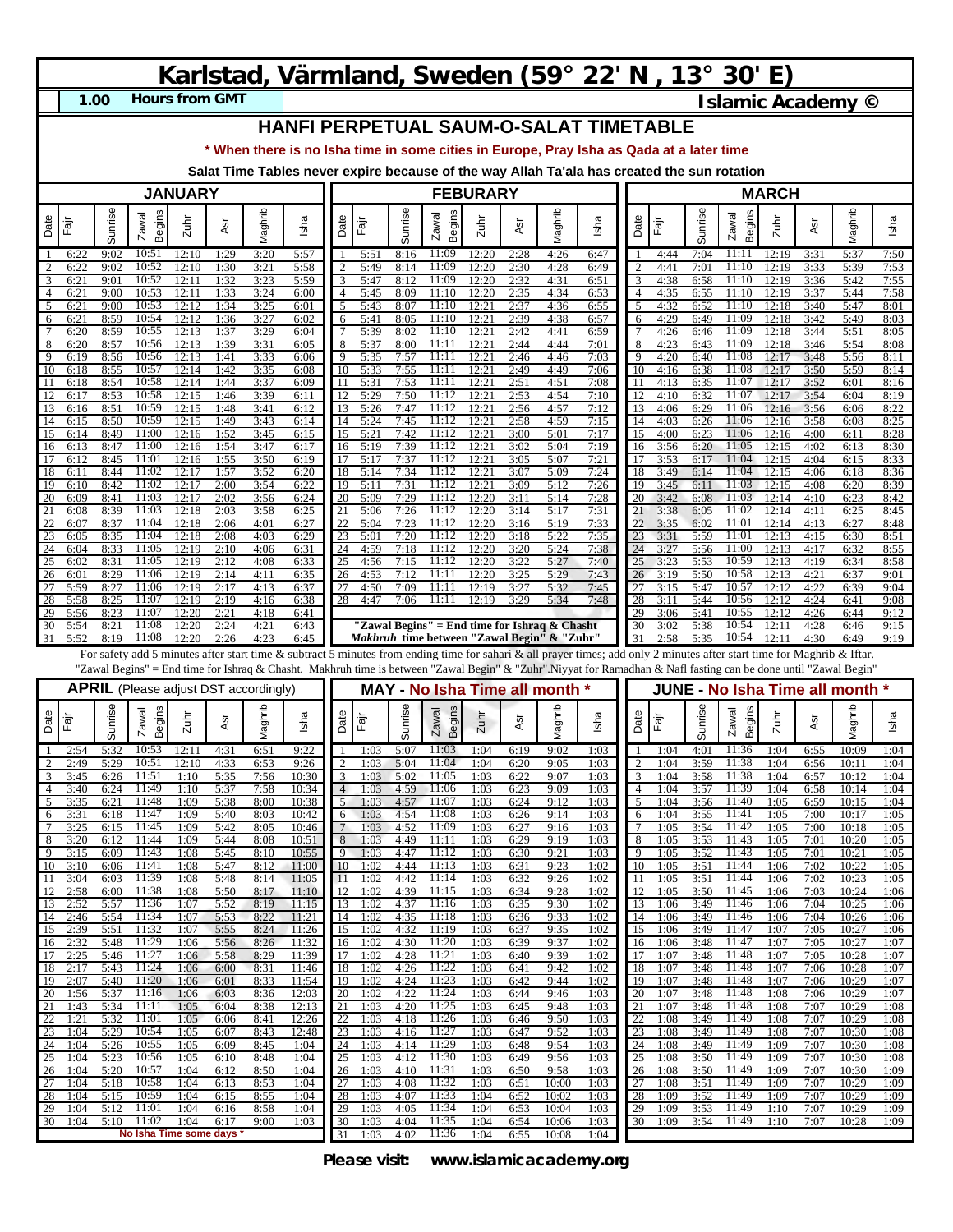# Karlstad, Värmland, Sweden (59° 22' N , 13° 30' E)

**1.00 Hours from GMT** **Islamic Academy ©**

## HANFI PERPETUAL SAUM-O-SALAT TIMETABLE

**\* When there is no Isha time in some cities in Europe, Pray Isha as Qada at a later time**

**Salat Time Tables never expire because of the way Allah Ta'ala has created the sun rotation**

### JANUARY

| Date | Fajr | Sunrise | Zawal Begins | Zuhr | Asr | Maghrib | Isha |
|---|---|---|---|---|---|---|---|
| 1 | 6:22 | 9:02 | 10:51 | 12:10 | 1:29 | 3:20 | 5:57 |
| 2 | 6:22 | 9:02 | 10:52 | 12:10 | 1:30 | 3:21 | 5:58 |
| 3 | 6:21 | 9:01 | 10:52 | 12:11 | 1:32 | 3:23 | 5:59 |
| 4 | 6:21 | 9:00 | 10:53 | 12:11 | 1:33 | 3:24 | 6:00 |
| 5 | 6:21 | 9:00 | 10:53 | 12:12 | 1:34 | 3:25 | 6:01 |
| 6 | 6:21 | 8:59 | 10:54 | 12:12 | 1:36 | 3:27 | 6:02 |
| 7 | 6:20 | 8:59 | 10:55 | 12:13 | 1:37 | 3:29 | 6:04 |
| 8 | 6:20 | 8:57 | 10:56 | 12:13 | 1:39 | 3:31 | 6:05 |
| 9 | 6:19 | 8:56 | 10:56 | 12:13 | 1:41 | 3:33 | 6:06 |
| 10 | 6:18 | 8:55 | 10:57 | 12:14 | 1:42 | 3:35 | 6:08 |
| 11 | 6:18 | 8:54 | 10:58 | 12:14 | 1:44 | 3:37 | 6:09 |
| 12 | 6:17 | 8:53 | 10:58 | 12:15 | 1:46 | 3:39 | 6:11 |
| 13 | 6:16 | 8:51 | 10:59 | 12:15 | 1:48 | 3:41 | 6:12 |
| 14 | 6:15 | 8:50 | 10:59 | 12:15 | 1:49 | 3:43 | 6:14 |
| 15 | 6:14 | 8:49 | 11:00 | 12:16 | 1:52 | 3:45 | 6:15 |
| 16 | 6:13 | 8:47 | 11:00 | 12:16 | 1:54 | 3:47 | 6:17 |
| 17 | 6:12 | 8:45 | 11:01 | 12:16 | 1:55 | 3:50 | 6:19 |
| 18 | 6:11 | 8:44 | 11:02 | 12:17 | 1:57 | 3:52 | 6:20 |
| 19 | 6:10 | 8:42 | 11:02 | 12:17 | 2:00 | 3:54 | 6:22 |
| 20 | 6:09 | 8:41 | 11:03 | 12:17 | 2:02 | 3:56 | 6:24 |
| 21 | 6:08 | 8:39 | 11:03 | 12:18 | 2:03 | 3:58 | 6:25 |
| 22 | 6:07 | 8:37 | 11:04 | 12:18 | 2:06 | 4:01 | 6:27 |
| 23 | 6:05 | 8:35 | 11:04 | 12:18 | 2:08 | 4:03 | 6:29 |
| 24 | 6:04 | 8:33 | 11:05 | 12:19 | 2:10 | 4:06 | 6:31 |
| 25 | 6:02 | 8:31 | 11:05 | 12:19 | 2:12 | 4:08 | 6:33 |
| 26 | 6:01 | 8:29 | 11:06 | 12:19 | 2:14 | 4:11 | 6:35 |
| 27 | 5:59 | 8:27 | 11:06 | 12:19 | 2:17 | 4:13 | 6:37 |
| 28 | 5:58 | 8:25 | 11:07 | 12:19 | 2:19 | 4:16 | 6:38 |
| 29 | 5:56 | 8:23 | 11:07 | 12:20 | 2:21 | 4:18 | 6:41 |
| 30 | 5:54 | 8:21 | 11:08 | 12:20 | 2:24 | 4:21 | 6:43 |
| 31 | 5:52 | 8:19 | 11:08 | 12:20 | 2:26 | 4:23 | 6:45 |

### FEBURARY

| Date | Fajr | Sunrise | Zawal Begins | Zuhr | Asr | Maghrib | Isha |
|---|---|---|---|---|---|---|---|
| 1 | 5:51 | 8:16 | 11:09 | 12:20 | 2:28 | 4:26 | 6:47 |
| 2 | 5:49 | 8:14 | 11:09 | 12:20 | 2:30 | 4:28 | 6:49 |
| 3 | 5:47 | 8:12 | 11:09 | 12:20 | 2:32 | 4:31 | 6:51 |
| 4 | 5:45 | 8:09 | 11:10 | 12:20 | 2:35 | 4:34 | 6:53 |
| 5 | 5:43 | 8:07 | 11:10 | 12:21 | 2:37 | 4:36 | 6:55 |
| 6 | 5:41 | 8:05 | 11:10 | 12:21 | 2:39 | 4:38 | 6:57 |
| 7 | 5:39 | 8:02 | 11:10 | 12:21 | 2:42 | 4:41 | 6:59 |
| 8 | 5:37 | 8:00 | 11:11 | 12:21 | 2:44 | 4:44 | 7:01 |
| 9 | 5:35 | 7:57 | 11:11 | 12:21 | 2:46 | 4:46 | 7:03 |
| 10 | 5:33 | 7:55 | 11:11 | 12:21 | 2:49 | 4:49 | 7:06 |
| 11 | 5:31 | 7:53 | 11:11 | 12:21 | 2:51 | 4:51 | 7:08 |
| 12 | 5:29 | 7:50 | 11:12 | 12:21 | 2:53 | 4:54 | 7:10 |
| 13 | 5:26 | 7:47 | 11:12 | 12:21 | 2:56 | 4:57 | 7:12 |
| 14 | 5:24 | 7:45 | 11:12 | 12:21 | 2:58 | 4:59 | 7:15 |
| 15 | 5:21 | 7:42 | 11:12 | 12:21 | 3:00 | 5:01 | 7:17 |
| 16 | 5:19 | 7:39 | 11:12 | 12:21 | 3:02 | 5:04 | 7:19 |
| 17 | 5:17 | 7:37 | 11:12 | 12:21 | 3:05 | 5:07 | 7:21 |
| 18 | 5:14 | 7:34 | 11:12 | 12:21 | 3:07 | 5:09 | 7:24 |
| 19 | 5:11 | 7:31 | 11:12 | 12:21 | 3:09 | 5:12 | 7:26 |
| 20 | 5:09 | 7:29 | 11:12 | 12:20 | 3:11 | 5:14 | 7:28 |
| 21 | 5:06 | 7:26 | 11:12 | 12:20 | 3:14 | 5:17 | 7:31 |
| 22 | 5:04 | 7:23 | 11:12 | 12:20 | 3:16 | 5:19 | 7:33 |
| 23 | 5:01 | 7:20 | 11:12 | 12:20 | 3:18 | 5:22 | 7:35 |
| 24 | 4:59 | 7:18 | 11:12 | 12:20 | 3:20 | 5:24 | 7:38 |
| 25 | 4:56 | 7:15 | 11:12 | 12:20 | 3:22 | 5:27 | 7:40 |
| 26 | 4:53 | 7:12 | 11:11 | 12:20 | 3:25 | 5:29 | 7:43 |
| 27 | 4:50 | 7:09 | 11:11 | 12:19 | 3:27 | 5:32 | 7:45 |
| 28 | 4:47 | 7:06 | 11:11 | 12:19 | 3:29 | 5:34 | 7:48 |

**"Zawal Begins" = End time for Ishraq & Chasht**

***Makhruh* time between "Zawal Begin" & "Zuhr"**

### MARCH

| Date | Fajr | Sunrise | Zawal Begins | Zuhr | Asr | Maghrib | Isha |
|---|---|---|---|---|---|---|---|
| 1 | 4:44 | 7:04 | 11:11 | 12:19 | 3:31 | 5:37 | 7:50 |
| 2 | 4:41 | 7:01 | 11:10 | 12:19 | 3:33 | 5:39 | 7:53 |
| 3 | 4:38 | 6:58 | 11:10 | 12:19 | 3:36 | 5:42 | 7:55 |
| 4 | 4:35 | 6:55 | 11:10 | 12:19 | 3:37 | 5:44 | 7:58 |
| 5 | 4:32 | 6:52 | 11:10 | 12:18 | 3:40 | 5:47 | 8:01 |
| 6 | 4:29 | 6:49 | 11:09 | 12:18 | 3:42 | 5:49 | 8:03 |
| 7 | 4:26 | 6:46 | 11:09 | 12:18 | 3:44 | 5:51 | 8:05 |
| 8 | 4:23 | 6:43 | 11:09 | 12:18 | 3:46 | 5:54 | 8:08 |
| 9 | 4:20 | 6:40 | 11:08 | 12:17 | 3:48 | 5:56 | 8:11 |
| 10 | 4:16 | 6:38 | 11:08 | 12:17 | 3:50 | 5:59 | 8:14 |
| 11 | 4:13 | 6:35 | 11:07 | 12:17 | 3:52 | 6:01 | 8:16 |
| 12 | 4:10 | 6:32 | 11:07 | 12:17 | 3:54 | 6:04 | 8:19 |
| 13 | 4:06 | 6:29 | 11:06 | 12:16 | 3:56 | 6:06 | 8:22 |
| 14 | 4:03 | 6:26 | 11:06 | 12:16 | 3:58 | 6:08 | 8:25 |
| 15 | 4:00 | 6:23 | 11:06 | 12:16 | 4:00 | 6:11 | 8:28 |
| 16 | 3:56 | 6:20 | 11:05 | 12:15 | 4:02 | 6:13 | 8:30 |
| 17 | 3:53 | 6:17 | 11:04 | 12:15 | 4:04 | 6:15 | 8:33 |
| 18 | 3:49 | 6:14 | 11:04 | 12:15 | 4:06 | 6:18 | 8:36 |
| 19 | 3:45 | 6:11 | 11:03 | 12:15 | 4:08 | 6:20 | 8:39 |
| 20 | 3:42 | 6:08 | 11:03 | 12:14 | 4:10 | 6:23 | 8:42 |
| 21 | 3:38 | 6:05 | 11:02 | 12:14 | 4:11 | 6:25 | 8:45 |
| 22 | 3:35 | 6:02 | 11:01 | 12:14 | 4:13 | 6:27 | 8:48 |
| 23 | 3:31 | 5:59 | 11:01 | 12:13 | 4:15 | 6:30 | 8:51 |
| 24 | 3:27 | 5:56 | 11:00 | 12:13 | 4:17 | 6:32 | 8:55 |
| 25 | 3:23 | 5:53 | 10:59 | 12:13 | 4:19 | 6:34 | 8:58 |
| 26 | 3:19 | 5:50 | 10:58 | 12:13 | 4:21 | 6:37 | 9:01 |
| 27 | 3:15 | 5:47 | 10:57 | 12:12 | 4:22 | 6:39 | 9:04 |
| 28 | 3:11 | 5:44 | 10:56 | 12:12 | 4:24 | 6:41 | 9:08 |
| 29 | 3:06 | 5:41 | 10:55 | 12:12 | 4:26 | 6:44 | 9:12 |
| 30 | 3:02 | 5:38 | 10:54 | 12:11 | 4:28 | 6:46 | 9:15 |
| 31 | 2:58 | 5:35 | 10:54 | 12:11 | 4:30 | 6:49 | 9:19 |

For safety add 5 minutes after start time & subtract 5 minutes from ending time for sahari & all prayer times; add only 2 minutes after start time for Maghrib & Iftar. "Zawal Begins" = End time for Ishraq & Chasht. Makhruh time is between "Zawal Begin" & "Zuhr".Niyyat for Ramadhan & Nafl fasting can be done until "Zawal Begin"

### APRIL (Please adjust DST accordingly)

| Date | Fajr | Sunrise | Zawal Begins | Zuhr | Asr | Maghrib | Isha |
|---|---|---|---|---|---|---|---|
| 1 | 2:54 | 5:32 | 10:53 | 12:11 | 4:31 | 6:51 | 9:22 |
| 2 | 2:49 | 5:29 | 10:51 | 12:10 | 4:33 | 6:53 | 9:26 |
| 3 | 3:45 | 6:26 | 11:51 | 1:10 | 5:35 | 7:56 | 10:30 |
| 4 | 3:40 | 6:24 | 11:49 | 1:10 | 5:37 | 7:58 | 10:34 |
| 5 | 3:35 | 6:21 | 11:48 | 1:09 | 5:38 | 8:00 | 10:38 |
| 6 | 3:31 | 6:18 | 11:47 | 1:09 | 5:40 | 8:03 | 10:42 |
| 7 | 3:25 | 6:15 | 11:45 | 1:09 | 5:42 | 8:05 | 10:46 |
| 8 | 3:20 | 6:12 | 11:44 | 1:09 | 5:44 | 8:08 | 10:51 |
| 9 | 3:15 | 6:09 | 11:43 | 1:08 | 5:45 | 8:10 | 10:55 |
| 10 | 3:10 | 6:06 | 11:41 | 1:08 | 5:47 | 8:12 | 11:00 |
| 11 | 3:04 | 6:03 | 11:39 | 1:08 | 5:48 | 8:14 | 11:05 |
| 12 | 2:58 | 6:00 | 11:38 | 1:08 | 5:50 | 8:17 | 11:10 |
| 13 | 2:52 | 5:57 | 11:36 | 1:07 | 5:52 | 8:19 | 11:15 |
| 14 | 2:46 | 5:54 | 11:34 | 1:07 | 5:53 | 8:22 | 11:21 |
| 15 | 2:39 | 5:51 | 11:32 | 1:07 | 5:55 | 8:24 | 11:26 |
| 16 | 2:32 | 5:48 | 11:29 | 1:06 | 5:56 | 8:26 | 11:32 |
| 17 | 2:25 | 5:46 | 11:27 | 1:06 | 5:58 | 8:29 | 11:39 |
| 18 | 2:17 | 5:43 | 11:24 | 1:06 | 6:00 | 8:31 | 11:46 |
| 19 | 2:07 | 5:40 | 11:20 | 1:06 | 6:01 | 8:33 | 11:54 |
| 20 | 1:56 | 5:37 | 11:16 | 1:06 | 6:03 | 8:36 | 12:03 |
| 21 | 1:43 | 5:34 | 11:11 | 1:05 | 6:04 | 8:38 | 12:13 |
| 22 | 1:21 | 5:32 | 11:01 | 1:05 | 6:06 | 8:41 | 12:26 |
| 23 | 1:04 | 5:29 | 10:54 | 1:05 | 6:07 | 8:43 | 12:48 |
| 24 | 1:04 | 5:26 | 10:55 | 1:05 | 6:09 | 8:45 | 1:04 |
| 25 | 1:04 | 5:23 | 10:56 | 1:05 | 6:10 | 8:48 | 1:04 |
| 26 | 1:04 | 5:20 | 10:57 | 1:04 | 6:12 | 8:50 | 1:04 |
| 27 | 1:04 | 5:18 | 10:58 | 1:04 | 6:13 | 8:53 | 1:04 |
| 28 | 1:04 | 5:15 | 10:59 | 1:04 | 6:15 | 8:55 | 1:04 |
| 29 | 1:04 | 5:12 | 11:01 | 1:04 | 6:16 | 8:58 | 1:04 |
| 30 | 1:04 | 5:10 | 11:02 | 1:04 | 6:17 | 9:00 | 1:03 |

**No Isha Time some days \***

### MAY - No Isha Time all month *

| Date | Fajr | Sunrise | Zawal Begins | Zuhr | Asr | Maghrib | Isha |
|---|---|---|---|---|---|---|---|
| 1 | 1:03 | 5:07 | 11:03 | 1:04 | 6:19 | 9:02 | 1:03 |
| 2 | 1:03 | 5:04 | 11:04 | 1:04 | 6:20 | 9:05 | 1:03 |
| 3 | 1:03 | 5:02 | 11:05 | 1:03 | 6:22 | 9:07 | 1:03 |
| 4 | 1:03 | 4:59 | 11:06 | 1:03 | 6:23 | 9:09 | 1:03 |
| 5 | 1:03 | 4:57 | 11:07 | 1:03 | 6:24 | 9:12 | 1:03 |
| 6 | 1:03 | 4:54 | 11:08 | 1:03 | 6:26 | 9:14 | 1:03 |
| 7 | 1:03 | 4:52 | 11:09 | 1:03 | 6:27 | 9:16 | 1:03 |
| 8 | 1:03 | 4:49 | 11:11 | 1:03 | 6:29 | 9:19 | 1:03 |
| 9 | 1:03 | 4:47 | 11:12 | 1:03 | 6:30 | 9:21 | 1:03 |
| 10 | 1:02 | 4:44 | 11:13 | 1:03 | 6:31 | 9:23 | 1:02 |
| 11 | 1:02 | 4:42 | 11:14 | 1:03 | 6:32 | 9:26 | 1:02 |
| 12 | 1:02 | 4:39 | 11:15 | 1:03 | 6:34 | 9:28 | 1:02 |
| 13 | 1:02 | 4:37 | 11:16 | 1:03 | 6:35 | 9:30 | 1:02 |
| 14 | 1:02 | 4:35 | 11:18 | 1:03 | 6:36 | 9:33 | 1:02 |
| 15 | 1:02 | 4:32 | 11:19 | 1:03 | 6:37 | 9:35 | 1:02 |
| 16 | 1:02 | 4:30 | 11:20 | 1:03 | 6:39 | 9:37 | 1:02 |
| 17 | 1:02 | 4:28 | 11:21 | 1:03 | 6:40 | 9:39 | 1:02 |
| 18 | 1:02 | 4:26 | 11:22 | 1:03 | 6:41 | 9:42 | 1:02 |
| 19 | 1:02 | 4:24 | 11:23 | 1:03 | 6:42 | 9:44 | 1:02 |
| 20 | 1:02 | 4:22 | 11:24 | 1:03 | 6:44 | 9:46 | 1:03 |
| 21 | 1:03 | 4:20 | 11:25 | 1:03 | 6:45 | 9:48 | 1:03 |
| 22 | 1:03 | 4:18 | 11:26 | 1:03 | 6:46 | 9:50 | 1:03 |
| 23 | 1:03 | 4:16 | 11:27 | 1:03 | 6:47 | 9:52 | 1:03 |
| 24 | 1:03 | 4:14 | 11:29 | 1:03 | 6:48 | 9:54 | 1:03 |
| 25 | 1:03 | 4:12 | 11:30 | 1:03 | 6:49 | 9:56 | 1:03 |
| 26 | 1:03 | 4:10 | 11:31 | 1:03 | 6:50 | 9:58 | 1:03 |
| 27 | 1:03 | 4:08 | 11:32 | 1:03 | 6:51 | 10:00 | 1:03 |
| 28 | 1:03 | 4:07 | 11:33 | 1:04 | 6:52 | 10:02 | 1:03 |
| 29 | 1:03 | 4:05 | 11:34 | 1:04 | 6:53 | 10:04 | 1:03 |
| 30 | 1:03 | 4:04 | 11:35 | 1:04 | 6:54 | 10:06 | 1:03 |
| 31 | 1:03 | 4:02 | 11:36 | 1:04 | 6:55 | 10:08 | 1:04 |

### JUNE - No Isha Time all month *

| Date | Fajr | Sunrise | Zawal Begins | Zuhr | Asr | Maghrib | Isha |
|---|---|---|---|---|---|---|---|
| 1 | 1:04 | 4:01 | 11:36 | 1:04 | 6:55 | 10:09 | 1:04 |
| 2 | 1:04 | 3:59 | 11:38 | 1:04 | 6:56 | 10:11 | 1:04 |
| 3 | 1:04 | 3:58 | 11:38 | 1:04 | 6:57 | 10:12 | 1:04 |
| 4 | 1:04 | 3:57 | 11:39 | 1:04 | 6:58 | 10:14 | 1:04 |
| 5 | 1:04 | 3:56 | 11:40 | 1:05 | 6:59 | 10:15 | 1:04 |
| 6 | 1:04 | 3:55 | 11:41 | 1:05 | 7:00 | 10:17 | 1:05 |
| 7 | 1:05 | 3:54 | 11:42 | 1:05 | 7:00 | 10:18 | 1:05 |
| 8 | 1:05 | 3:53 | 11:43 | 1:05 | 7:01 | 10:20 | 1:05 |
| 9 | 1:05 | 3:52 | 11:43 | 1:05 | 7:01 | 10:21 | 1:05 |
| 10 | 1:05 | 3:51 | 11:44 | 1:06 | 7:02 | 10:22 | 1:05 |
| 11 | 1:05 | 3:51 | 11:44 | 1:06 | 7:02 | 10:23 | 1:05 |
| 12 | 1:05 | 3:50 | 11:45 | 1:06 | 7:03 | 10:24 | 1:06 |
| 13 | 1:06 | 3:49 | 11:46 | 1:06 | 7:04 | 10:25 | 1:06 |
| 14 | 1:06 | 3:49 | 11:46 | 1:06 | 7:04 | 10:26 | 1:06 |
| 15 | 1:06 | 3:49 | 11:47 | 1:07 | 7:05 | 10:27 | 1:06 |
| 16 | 1:06 | 3:48 | 11:47 | 1:07 | 7:05 | 10:27 | 1:07 |
| 17 | 1:07 | 3:48 | 11:48 | 1:07 | 7:05 | 10:28 | 1:07 |
| 18 | 1:07 | 3:48 | 11:48 | 1:07 | 7:06 | 10:28 | 1:07 |
| 19 | 1:07 | 3:48 | 11:48 | 1:07 | 7:06 | 10:29 | 1:07 |
| 20 | 1:07 | 3:48 | 11:48 | 1:08 | 7:06 | 10:29 | 1:07 |
| 21 | 1:07 | 3:48 | 11:48 | 1:08 | 7:07 | 10:29 | 1:08 |
| 22 | 1:08 | 3:49 | 11:49 | 1:08 | 7:07 | 10:29 | 1:08 |
| 23 | 1:08 | 3:49 | 11:49 | 1:08 | 7:07 | 10:30 | 1:08 |
| 24 | 1:08 | 3:49 | 11:49 | 1:09 | 7:07 | 10:30 | 1:08 |
| 25 | 1:08 | 3:50 | 11:49 | 1:09 | 7:07 | 10:30 | 1:08 |
| 26 | 1:08 | 3:50 | 11:49 | 1:09 | 7:07 | 10:30 | 1:09 |
| 27 | 1:08 | 3:51 | 11:49 | 1:09 | 7:07 | 10:29 | 1:09 |
| 28 | 1:09 | 3:52 | 11:49 | 1:09 | 7:07 | 10:29 | 1:09 |
| 29 | 1:09 | 3:53 | 11:49 | 1:10 | 7:07 | 10:29 | 1:09 |
| 30 | 1:09 | 3:54 | 11:49 | 1:10 | 7:07 | 10:28 | 1:09 |

**Please visit: www.islamicacademy.org**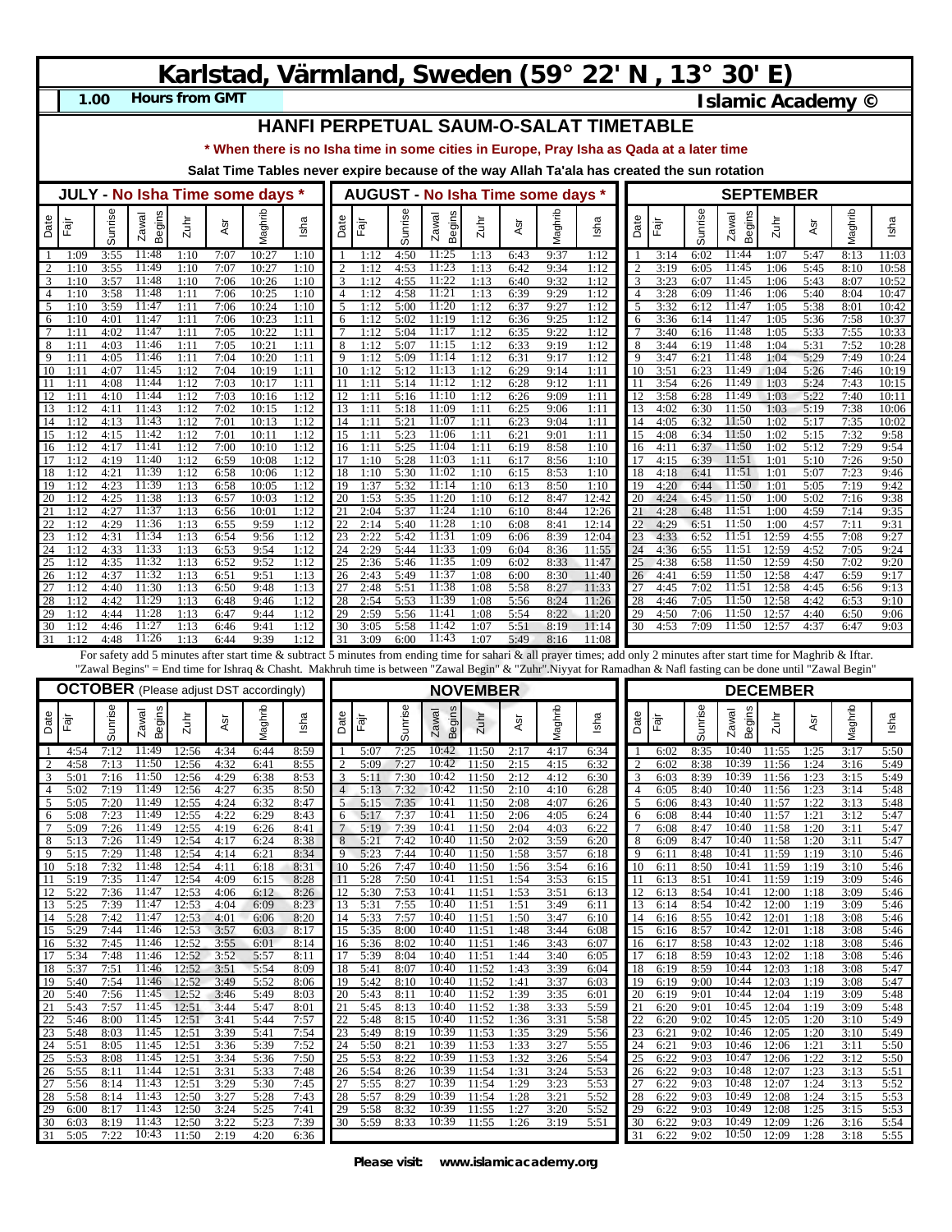# Karlstad, Värmland, Sweden (59° 22' N , 13° 30' E)

**1.00** Hours from GMT

**Islamic Academy ©**

## HANFI PERPETUAL SAUM-O-SALAT TIMETABLE

* When there is no Isha time in some cities in Europe, Pray Isha as Qada at a later time

Salat Time Tables never expire because of the way Allah Ta'ala has created the sun rotation

### JULY - No Isha Time some days *

| Date | Fajr | Sunrise | Zawal Begins | Zuhr | Asr | Maghrib | Isha |
|---|---|---|---|---|---|---|---|
| 1 | 1:09 | 3:55 | 11:48 | 1:10 | 7:07 | 10:27 | 1:10 |
| 2 | 1:10 | 3:55 | 11:49 | 1:10 | 7:07 | 10:27 | 1:10 |
| 3 | 1:10 | 3:57 | 11:48 | 1:10 | 7:06 | 10:26 | 1:10 |
| 4 | 1:10 | 3:58 | 11:48 | 1:11 | 7:06 | 10:25 | 1:10 |
| 5 | 1:10 | 3:59 | 11:47 | 1:11 | 7:06 | 10:24 | 1:10 |
| 6 | 1:10 | 4:01 | 11:47 | 1:11 | 7:06 | 10:23 | 1:11 |
| 7 | 1:11 | 4:02 | 11:47 | 1:11 | 7:05 | 10:22 | 1:11 |
| 8 | 1:11 | 4:03 | 11:46 | 1:11 | 7:05 | 10:21 | 1:11 |
| 9 | 1:11 | 4:05 | 11:46 | 1:11 | 7:04 | 10:20 | 1:11 |
| 10 | 1:11 | 4:07 | 11:45 | 1:12 | 7:04 | 10:19 | 1:11 |
| 11 | 1:11 | 4:08 | 11:44 | 1:12 | 7:03 | 10:17 | 1:11 |
| 12 | 1:11 | 4:10 | 11:44 | 1:12 | 7:03 | 10:16 | 1:12 |
| 13 | 1:12 | 4:11 | 11:43 | 1:12 | 7:02 | 10:15 | 1:12 |
| 14 | 1:12 | 4:13 | 11:43 | 1:12 | 7:01 | 10:13 | 1:12 |
| 15 | 1:12 | 4:15 | 11:42 | 1:12 | 7:01 | 10:11 | 1:12 |
| 16 | 1:12 | 4:17 | 11:41 | 1:12 | 7:00 | 10:10 | 1:12 |
| 17 | 1:12 | 4:19 | 11:40 | 1:12 | 6:59 | 10:08 | 1:12 |
| 18 | 1:12 | 4:21 | 11:39 | 1:12 | 6:58 | 10:06 | 1:12 |
| 19 | 1:12 | 4:23 | 11:39 | 1:13 | 6:58 | 10:05 | 1:12 |
| 20 | 1:12 | 4:25 | 11:38 | 1:13 | 6:57 | 10:03 | 1:12 |
| 21 | 1:12 | 4:27 | 11:37 | 1:13 | 6:56 | 10:01 | 1:12 |
| 22 | 1:12 | 4:29 | 11:36 | 1:13 | 6:55 | 9:59 | 1:12 |
| 23 | 1:12 | 4:31 | 11:34 | 1:13 | 6:54 | 9:56 | 1:12 |
| 24 | 1:12 | 4:33 | 11:33 | 1:13 | 6:53 | 9:54 | 1:12 |
| 25 | 1:12 | 4:35 | 11:32 | 1:13 | 6:52 | 9:52 | 1:12 |
| 26 | 1:12 | 4:37 | 11:32 | 1:13 | 6:51 | 9:51 | 1:13 |
| 27 | 1:12 | 4:40 | 11:30 | 1:13 | 6:50 | 9:48 | 1:13 |
| 28 | 1:12 | 4:42 | 11:29 | 1:13 | 6:48 | 9:46 | 1:12 |
| 29 | 1:12 | 4:44 | 11:28 | 1:13 | 6:47 | 9:44 | 1:12 |
| 30 | 1:12 | 4:46 | 11:27 | 1:13 | 6:46 | 9:41 | 1:12 |
| 31 | 1:12 | 4:48 | 11:26 | 1:13 | 6:44 | 9:39 | 1:12 |

### AUGUST - No Isha Time some days *

| Date | Fajr | Sunrise | Zawal Begins | Zuhr | Asr | Maghrib | Isha |
|---|---|---|---|---|---|---|---|
| 1 | 1:12 | 4:50 | 11:25 | 1:13 | 6:43 | 9:37 | 1:12 |
| 2 | 1:12 | 4:53 | 11:23 | 1:13 | 6:42 | 9:34 | 1:12 |
| 3 | 1:12 | 4:55 | 11:22 | 1:13 | 6:40 | 9:32 | 1:12 |
| 4 | 1:12 | 4:58 | 11:21 | 1:13 | 6:39 | 9:29 | 1:12 |
| 5 | 1:12 | 5:00 | 11:20 | 1:12 | 6:37 | 9:27 | 1:12 |
| 6 | 1:12 | 5:02 | 11:19 | 1:12 | 6:36 | 9:25 | 1:12 |
| 7 | 1:12 | 5:04 | 11:17 | 1:12 | 6:35 | 9:22 | 1:12 |
| 8 | 1:12 | 5:07 | 11:15 | 1:12 | 6:33 | 9:19 | 1:12 |
| 9 | 1:12 | 5:09 | 11:14 | 1:12 | 6:31 | 9:17 | 1:12 |
| 10 | 1:12 | 5:12 | 11:13 | 1:12 | 6:29 | 9:14 | 1:11 |
| 11 | 1:11 | 5:14 | 11:12 | 1:12 | 6:28 | 9:12 | 1:11 |
| 12 | 1:11 | 5:16 | 11:10 | 1:12 | 6:26 | 9:09 | 1:11 |
| 13 | 1:11 | 5:18 | 11:09 | 1:11 | 6:25 | 9:06 | 1:11 |
| 14 | 1:11 | 5:21 | 11:07 | 1:11 | 6:23 | 9:04 | 1:11 |
| 15 | 1:11 | 5:23 | 11:06 | 1:11 | 6:21 | 9:01 | 1:11 |
| 16 | 1:11 | 5:25 | 11:04 | 1:11 | 6:19 | 8:58 | 1:10 |
| 17 | 1:10 | 5:28 | 11:03 | 1:11 | 6:17 | 8:56 | 1:10 |
| 18 | 1:10 | 5:30 | 11:02 | 1:10 | 6:15 | 8:53 | 1:10 |
| 19 | 1:37 | 5:32 | 11:14 | 1:10 | 6:13 | 8:50 | 1:10 |
| 20 | 1:53 | 5:35 | 11:20 | 1:10 | 6:12 | 8:47 | 12:42 |
| 21 | 2:04 | 5:37 | 11:24 | 1:10 | 6:10 | 8:44 | 12:26 |
| 22 | 2:14 | 5:40 | 11:28 | 1:10 | 6:08 | 8:41 | 12:14 |
| 23 | 2:22 | 5:42 | 11:31 | 1:09 | 6:06 | 8:39 | 12:04 |
| 24 | 2:29 | 5:44 | 11:33 | 1:09 | 6:04 | 8:36 | 11:55 |
| 25 | 2:36 | 5:46 | 11:35 | 1:09 | 6:02 | 8:33 | 11:47 |
| 26 | 2:43 | 5:49 | 11:37 | 1:08 | 6:00 | 8:30 | 11:40 |
| 27 | 2:48 | 5:51 | 11:38 | 1:08 | 5:58 | 8:27 | 11:33 |
| 28 | 2:54 | 5:53 | 11:39 | 1:08 | 5:56 | 8:24 | 11:26 |
| 29 | 2:59 | 5:56 | 11:41 | 1:08 | 5:54 | 8:22 | 11:20 |
| 30 | 3:05 | 5:58 | 11:42 | 1:07 | 5:51 | 8:19 | 11:14 |
| 31 | 3:09 | 6:00 | 11:43 | 1:07 | 5:49 | 8:16 | 11:08 |

### SEPTEMBER

| Date | Fajr | Sunrise | Zawal Begins | Zuhr | Asr | Maghrib | Isha |
|---|---|---|---|---|---|---|---|
| 1 | 3:14 | 6:02 | 11:44 | 1:07 | 5:47 | 8:13 | 11:03 |
| 2 | 3:19 | 6:05 | 11:45 | 1:06 | 5:45 | 8:10 | 10:58 |
| 3 | 3:23 | 6:07 | 11:45 | 1:06 | 5:43 | 8:07 | 10:52 |
| 4 | 3:28 | 6:09 | 11:46 | 1:06 | 5:40 | 8:04 | 10:47 |
| 5 | 3:32 | 6:12 | 11:47 | 1:05 | 5:38 | 8:01 | 10:42 |
| 6 | 3:36 | 6:14 | 11:47 | 1:05 | 5:36 | 7:58 | 10:37 |
| 7 | 3:40 | 6:16 | 11:48 | 1:05 | 5:33 | 7:55 | 10:33 |
| 8 | 3:44 | 6:19 | 11:48 | 1:04 | 5:31 | 7:52 | 10:28 |
| 9 | 3:47 | 6:21 | 11:48 | 1:04 | 5:29 | 7:49 | 10:24 |
| 10 | 3:51 | 6:23 | 11:49 | 1:04 | 5:26 | 7:46 | 10:19 |
| 11 | 3:54 | 6:26 | 11:49 | 1:03 | 5:24 | 7:43 | 10:15 |
| 12 | 3:58 | 6:28 | 11:49 | 1:03 | 5:22 | 7:40 | 10:11 |
| 13 | 4:02 | 6:30 | 11:50 | 1:03 | 5:19 | 7:38 | 10:06 |
| 14 | 4:05 | 6:32 | 11:50 | 1:02 | 5:17 | 7:35 | 10:02 |
| 15 | 4:08 | 6:34 | 11:50 | 1:02 | 5:15 | 7:32 | 9:58 |
| 16 | 4:11 | 6:37 | 11:50 | 1:02 | 5:12 | 7:29 | 9:54 |
| 17 | 4:15 | 6:39 | 11:51 | 1:01 | 5:10 | 7:26 | 9:50 |
| 18 | 4:18 | 6:41 | 11:51 | 1:01 | 5:07 | 7:23 | 9:46 |
| 19 | 4:20 | 6:44 | 11:50 | 1:01 | 5:05 | 7:19 | 9:42 |
| 20 | 4:24 | 6:45 | 11:50 | 1:00 | 5:02 | 7:16 | 9:38 |
| 21 | 4:28 | 6:48 | 11:51 | 1:00 | 4:59 | 7:14 | 9:35 |
| 22 | 4:29 | 6:51 | 11:50 | 1:00 | 4:57 | 7:11 | 9:31 |
| 23 | 4:33 | 6:52 | 11:51 | 12:59 | 4:55 | 7:08 | 9:27 |
| 24 | 4:36 | 6:55 | 11:51 | 12:59 | 4:52 | 7:05 | 9:24 |
| 25 | 4:38 | 6:58 | 11:50 | 12:59 | 4:50 | 7:02 | 9:20 |
| 26 | 4:41 | 6:59 | 11:50 | 12:58 | 4:47 | 6:59 | 9:17 |
| 27 | 4:45 | 7:02 | 11:51 | 12:58 | 4:45 | 6:56 | 9:13 |
| 28 | 4:46 | 7:05 | 11:50 | 12:58 | 4:42 | 6:53 | 9:10 |
| 29 | 4:50 | 7:06 | 11:50 | 12:57 | 4:40 | 6:50 | 9:06 |
| 30 | 4:53 | 7:09 | 11:50 | 12:57 | 4:37 | 6:47 | 9:03 |

For safety add 5 minutes after start time & subtract 5 minutes from ending time for sahari & all prayer times; add only 2 minutes after start time for Maghrib & Iftar. "Zawal Begins" = End time for Ishraq & Chasht. Makhruh time is between "Zawal Begin" & "Zuhr".Niyyat for Ramadhan & Nafl fasting can be done until "Zawal Begin"

### OCTOBER (Please adjust DST accordingly)

| Date | Fajr | Sunrise | Zawal Begins | Zuhr | Asr | Maghrib | Isha |
|---|---|---|---|---|---|---|---|
| 1 | 4:54 | 7:12 | 11:49 | 12:56 | 4:34 | 6:44 | 8:59 |
| 2 | 4:58 | 7:13 | 11:50 | 12:56 | 4:32 | 6:41 | 8:55 |
| 3 | 5:01 | 7:16 | 11:50 | 12:56 | 4:29 | 6:38 | 8:53 |
| 4 | 5:02 | 7:19 | 11:49 | 12:56 | 4:27 | 6:35 | 8:50 |
| 5 | 5:05 | 7:20 | 11:49 | 12:55 | 4:24 | 6:32 | 8:47 |
| 6 | 5:08 | 7:23 | 11:49 | 12:55 | 4:22 | 6:29 | 8:43 |
| 7 | 5:09 | 7:26 | 11:49 | 12:55 | 4:19 | 6:26 | 8:41 |
| 8 | 5:13 | 7:26 | 11:49 | 12:54 | 4:17 | 6:24 | 8:38 |
| 9 | 5:15 | 7:29 | 11:48 | 12:54 | 4:14 | 6:21 | 8:34 |
| 10 | 5:18 | 7:32 | 11:48 | 12:54 | 4:11 | 6:18 | 8:31 |
| 11 | 5:19 | 7:35 | 11:47 | 12:54 | 4:09 | 6:15 | 8:28 |
| 12 | 5:22 | 7:36 | 11:47 | 12:53 | 4:06 | 6:12 | 8:26 |
| 13 | 5:25 | 7:39 | 11:47 | 12:53 | 4:04 | 6:09 | 8:23 |
| 14 | 5:28 | 7:42 | 11:47 | 12:53 | 4:01 | 6:06 | 8:20 |
| 15 | 5:29 | 7:44 | 11:46 | 12:53 | 3:57 | 6:03 | 8:17 |
| 16 | 5:32 | 7:45 | 11:46 | 12:52 | 3:55 | 6:01 | 8:14 |
| 17 | 5:34 | 7:48 | 11:46 | 12:52 | 3:52 | 5:57 | 8:11 |
| 18 | 5:37 | 7:51 | 11:46 | 12:52 | 3:51 | 5:54 | 8:09 |
| 19 | 5:40 | 7:54 | 11:46 | 12:52 | 3:49 | 5:52 | 8:06 |
| 20 | 5:40 | 7:56 | 11:45 | 12:52 | 3:46 | 5:49 | 8:03 |
| 21 | 5:43 | 7:57 | 11:45 | 12:51 | 3:44 | 5:47 | 8:01 |
| 22 | 5:46 | 8:00 | 11:45 | 12:51 | 3:41 | 5:44 | 7:57 |
| 23 | 5:48 | 8:03 | 11:45 | 12:51 | 3:39 | 5:41 | 7:54 |
| 24 | 5:51 | 8:05 | 11:45 | 12:51 | 3:36 | 5:39 | 7:52 |
| 25 | 5:53 | 8:08 | 11:45 | 12:51 | 3:34 | 5:36 | 7:50 |
| 26 | 5:55 | 8:11 | 11:44 | 12:51 | 3:31 | 5:33 | 7:48 |
| 27 | 5:56 | 8:14 | 11:43 | 12:51 | 3:29 | 5:30 | 7:45 |
| 28 | 5:58 | 8:14 | 11:43 | 12:50 | 3:27 | 5:28 | 7:43 |
| 29 | 6:00 | 8:17 | 11:43 | 12:50 | 3:24 | 5:25 | 7:41 |
| 30 | 6:03 | 8:19 | 11:43 | 12:50 | 3:22 | 5:23 | 7:39 |
| 31 | 5:05 | 7:22 | 10:43 | 11:50 | 2:19 | 4:20 | 6:36 |

### NOVEMBER

| Date | Fajr | Sunrise | Zawal Begins | Zuhr | Asr | Maghrib | Isha |
|---|---|---|---|---|---|---|---|
| 1 | 5:07 | 7:25 | 10:42 | 11:50 | 2:17 | 4:17 | 6:34 |
| 2 | 5:09 | 7:27 | 10:42 | 11:50 | 2:15 | 4:15 | 6:32 |
| 3 | 5:11 | 7:30 | 10:42 | 11:50 | 2:12 | 4:12 | 6:30 |
| 4 | 5:13 | 7:32 | 10:42 | 11:50 | 2:10 | 4:10 | 6:28 |
| 5 | 5:15 | 7:35 | 10:41 | 11:50 | 2:08 | 4:07 | 6:26 |
| 6 | 5:17 | 7:37 | 10:41 | 11:50 | 2:06 | 4:05 | 6:24 |
| 7 | 5:19 | 7:39 | 10:41 | 11:50 | 2:04 | 4:03 | 6:22 |
| 8 | 5:21 | 7:42 | 10:40 | 11:50 | 2:02 | 3:59 | 6:20 |
| 9 | 5:23 | 7:44 | 10:40 | 11:50 | 1:58 | 3:57 | 6:18 |
| 10 | 5:26 | 7:47 | 10:40 | 11:50 | 1:56 | 3:54 | 6:16 |
| 11 | 5:28 | 7:50 | 10:41 | 11:51 | 1:54 | 3:53 | 6:15 |
| 12 | 5:30 | 7:53 | 10:41 | 11:51 | 1:53 | 3:51 | 6:13 |
| 13 | 5:31 | 7:55 | 10:40 | 11:51 | 1:51 | 3:49 | 6:11 |
| 14 | 5:33 | 7:57 | 10:40 | 11:51 | 1:50 | 3:47 | 6:10 |
| 15 | 5:35 | 8:00 | 10:40 | 11:51 | 1:48 | 3:44 | 6:08 |
| 16 | 5:36 | 8:02 | 10:40 | 11:51 | 1:46 | 3:43 | 6:07 |
| 17 | 5:39 | 8:04 | 10:40 | 11:51 | 1:44 | 3:40 | 6:05 |
| 18 | 5:41 | 8:07 | 10:40 | 11:52 | 1:43 | 3:39 | 6:04 |
| 19 | 5:42 | 8:10 | 10:40 | 11:52 | 1:41 | 3:37 | 6:03 |
| 20 | 5:43 | 8:11 | 10:40 | 11:52 | 1:39 | 3:35 | 6:01 |
| 21 | 5:45 | 8:13 | 10:40 | 11:52 | 1:38 | 3:33 | 5:59 |
| 22 | 5:48 | 8:15 | 10:40 | 11:52 | 1:36 | 3:31 | 5:58 |
| 23 | 5:49 | 8:19 | 10:39 | 11:53 | 1:35 | 3:29 | 5:56 |
| 24 | 5:50 | 8:21 | 10:39 | 11:53 | 1:33 | 3:27 | 5:55 |
| 25 | 5:53 | 8:22 | 10:39 | 11:53 | 1:32 | 3:26 | 5:54 |
| 26 | 5:54 | 8:26 | 10:39 | 11:54 | 1:31 | 3:24 | 5:53 |
| 27 | 5:55 | 8:27 | 10:39 | 11:54 | 1:29 | 3:23 | 5:53 |
| 28 | 5:57 | 8:29 | 10:39 | 11:54 | 1:28 | 3:21 | 5:52 |
| 29 | 5:58 | 8:32 | 10:39 | 11:55 | 1:27 | 3:20 | 5:52 |
| 30 | 5:59 | 8:33 | 10:39 | 11:55 | 1:26 | 3:19 | 5:51 |

### DECEMBER

| Date | Fajr | Sunrise | Zawal Begins | Zuhr | Asr | Maghrib | Isha |
|---|---|---|---|---|---|---|---|
| 1 | 6:02 | 8:35 | 10:40 | 11:55 | 1:25 | 3:17 | 5:50 |
| 2 | 6:02 | 8:38 | 10:39 | 11:56 | 1:24 | 3:16 | 5:49 |
| 3 | 6:03 | 8:39 | 10:39 | 11:56 | 1:23 | 3:15 | 5:49 |
| 4 | 6:05 | 8:40 | 10:40 | 11:56 | 1:23 | 3:14 | 5:48 |
| 5 | 6:06 | 8:43 | 10:40 | 11:57 | 1:22 | 3:13 | 5:48 |
| 6 | 6:08 | 8:44 | 10:40 | 11:57 | 1:21 | 3:12 | 5:47 |
| 7 | 6:08 | 8:47 | 10:40 | 11:58 | 1:20 | 3:11 | 5:47 |
| 8 | 6:09 | 8:47 | 10:40 | 11:58 | 1:20 | 3:11 | 5:47 |
| 9 | 6:11 | 8:48 | 10:41 | 11:59 | 1:19 | 3:10 | 5:46 |
| 10 | 6:11 | 8:50 | 10:41 | 11:59 | 1:19 | 3:10 | 5:46 |
| 11 | 6:13 | 8:51 | 10:41 | 11:59 | 1:19 | 3:09 | 5:46 |
| 12 | 6:13 | 8:54 | 10:41 | 12:00 | 1:18 | 3:09 | 5:46 |
| 13 | 6:14 | 8:54 | 10:42 | 12:00 | 1:19 | 3:09 | 5:46 |
| 14 | 6:16 | 8:55 | 10:42 | 12:01 | 1:18 | 3:08 | 5:46 |
| 15 | 6:16 | 8:57 | 10:42 | 12:01 | 1:18 | 3:08 | 5:46 |
| 16 | 6:17 | 8:58 | 10:43 | 12:02 | 1:18 | 3:08 | 5:46 |
| 17 | 6:18 | 8:59 | 10:43 | 12:02 | 1:18 | 3:08 | 5:46 |
| 18 | 6:19 | 8:59 | 10:44 | 12:03 | 1:18 | 3:08 | 5:47 |
| 19 | 6:19 | 9:00 | 10:44 | 12:03 | 1:19 | 3:08 | 5:47 |
| 20 | 6:19 | 9:01 | 10:44 | 12:04 | 1:19 | 3:09 | 5:48 |
| 21 | 6:20 | 9:01 | 10:45 | 12:04 | 1:19 | 3:09 | 5:48 |
| 22 | 6:20 | 9:02 | 10:45 | 12:05 | 1:20 | 3:10 | 5:49 |
| 23 | 6:21 | 9:02 | 10:46 | 12:05 | 1:20 | 3:10 | 5:49 |
| 24 | 6:21 | 9:03 | 10:46 | 12:06 | 1:21 | 3:11 | 5:50 |
| 25 | 6:22 | 9:03 | 10:47 | 12:06 | 1:22 | 3:12 | 5:50 |
| 26 | 6:22 | 9:03 | 10:48 | 12:07 | 1:23 | 3:13 | 5:51 |
| 27 | 6:22 | 9:03 | 10:48 | 12:07 | 1:24 | 3:13 | 5:52 |
| 28 | 6:22 | 9:03 | 10:49 | 12:08 | 1:24 | 3:15 | 5:53 |
| 29 | 6:22 | 9:03 | 10:49 | 12:08 | 1:25 | 3:15 | 5:53 |
| 30 | 6:22 | 9:03 | 10:49 | 12:09 | 1:26 | 3:16 | 5:54 |
| 31 | 6:22 | 9:02 | 10:50 | 12:09 | 1:28 | 3:18 | 5:55 |

Please visit: www.islamicacademy.org